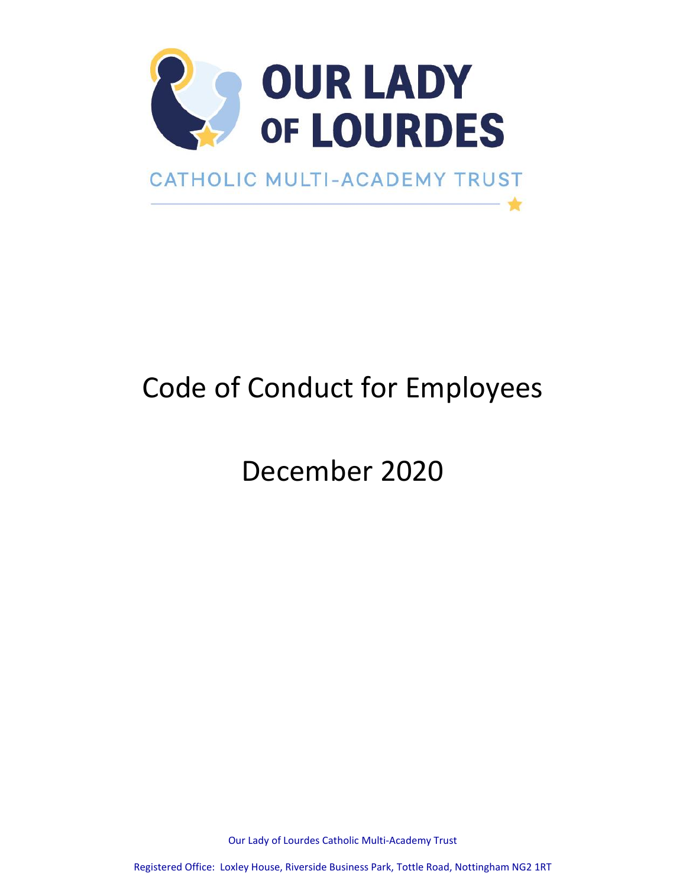# OUR LADY OF LOURDES

CATHOLIC MULTI-ACADEMY TRUST

# Code of Conduct for Employees

# December 2020

Our Lady of Lourdes Catholic Multi-Academy Trust

Registered Office: Loxley House, Riverside Business Park, Tottle Road, Nottingham NG2 1RT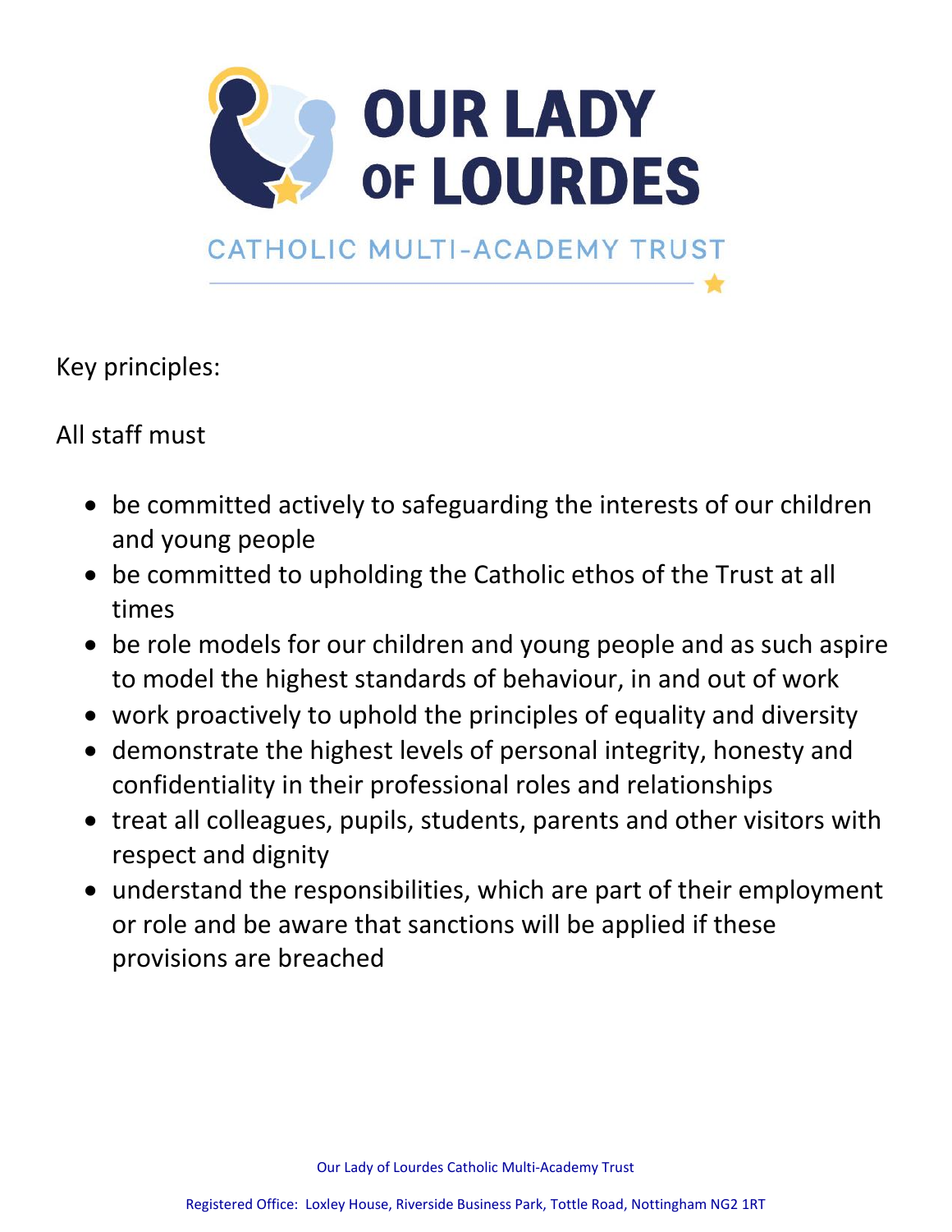Key principles:

All staff must

- be committed actively to safeguarding the interests of our children and young people
- be committed to upholding the Catholic ethos of the Trust at all times
- be role models for our children and young people and as such aspire to model the highest standards of behaviour, in and out of work
- work proactively to uphold the principles of equality and diversity
- demonstrate the highest levels of personal integrity, honesty and confidentiality in their professional roles and relationships
- treat all colleagues, pupils, students, parents and other visitors with respect and dignity
- understand the responsibilities, which are part of their employment or role and be aware that sanctions will be applied if these provisions are breached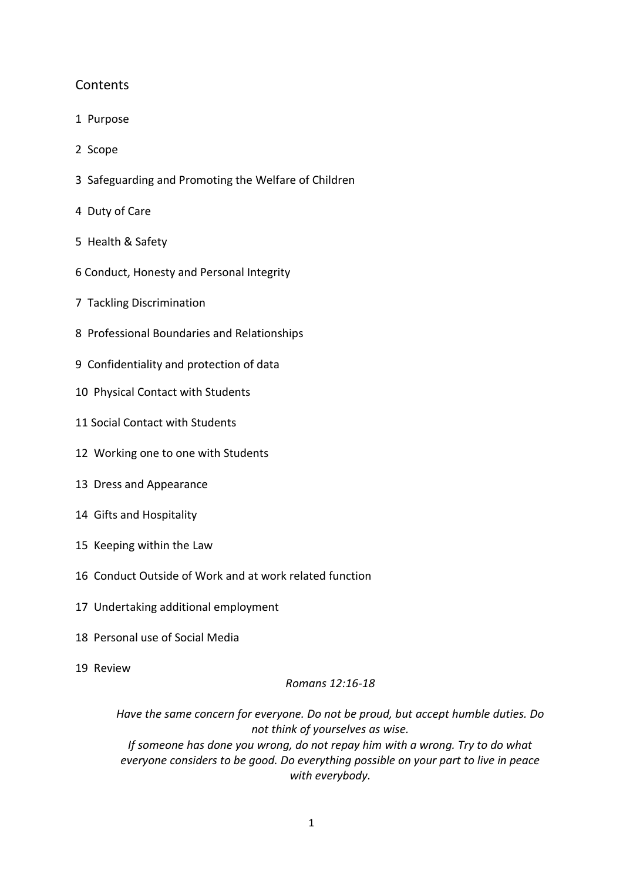## Contents

1 Purpose

2 Scope

3 Safeguarding and Promoting the Welfare of Children

4 Duty of Care

5 Health & Safety

6 Conduct, Honesty and Personal Integrity

7 Tackling Discrimination

8 Professional Boundaries and Relationships

9 Confidentiality and protection of data

10 Physical Contact with Students

11 Social Contact with Students

12 Working one to one with Students

13 Dress and Appearance

14 Gifts and Hospitality

15 Keeping within the Law

16 Conduct Outside of Work and at work related function

17 Undertaking additional employment

18 Personal use of Social Media

19 Review

*Romans 12:16-18*

*Have the same concern for everyone. Do not be proud, but accept humble duties. Do not think of yourselves as wise.*
*If someone has done you wrong, do not repay him with a wrong. Try to do what everyone considers to be good. Do everything possible on your part to live in peace with everybody.*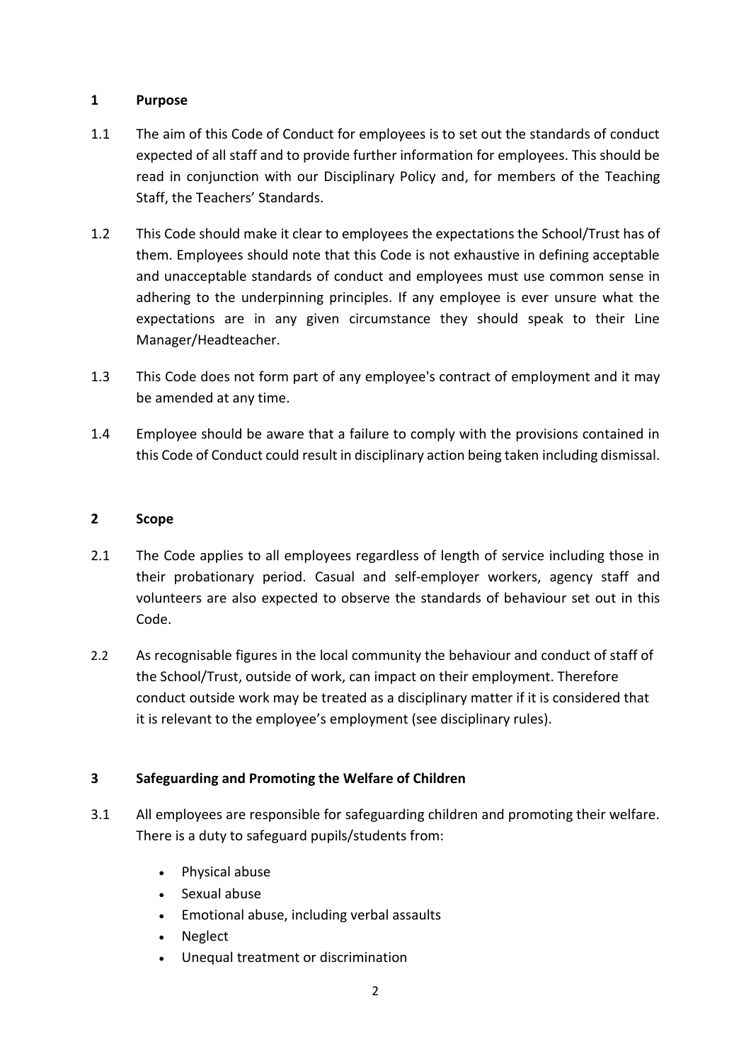## 1 Purpose

1.1 The aim of this Code of Conduct for employees is to set out the standards of conduct expected of all staff and to provide further information for employees. This should be read in conjunction with our Disciplinary Policy and, for members of the Teaching Staff, the Teachers' Standards.

1.2 This Code should make it clear to employees the expectations the School/Trust has of them. Employees should note that this Code is not exhaustive in defining acceptable and unacceptable standards of conduct and employees must use common sense in adhering to the underpinning principles. If any employee is ever unsure what the expectations are in any given circumstance they should speak to their Line Manager/Headteacher.

1.3 This Code does not form part of any employee's contract of employment and it may be amended at any time.

1.4 Employee should be aware that a failure to comply with the provisions contained in this Code of Conduct could result in disciplinary action being taken including dismissal.

## 2 Scope

2.1 The Code applies to all employees regardless of length of service including those in their probationary period. Casual and self-employer workers, agency staff and volunteers are also expected to observe the standards of behaviour set out in this Code.

2.2 As recognisable figures in the local community the behaviour and conduct of staff of the School/Trust, outside of work, can impact on their employment. Therefore conduct outside work may be treated as a disciplinary matter if it is considered that it is relevant to the employee's employment (see disciplinary rules).

## 3 Safeguarding and Promoting the Welfare of Children

3.1 All employees are responsible for safeguarding children and promoting their welfare. There is a duty to safeguard pupils/students from:

- Physical abuse
- Sexual abuse
- Emotional abuse, including verbal assaults
- Neglect
- Unequal treatment or discrimination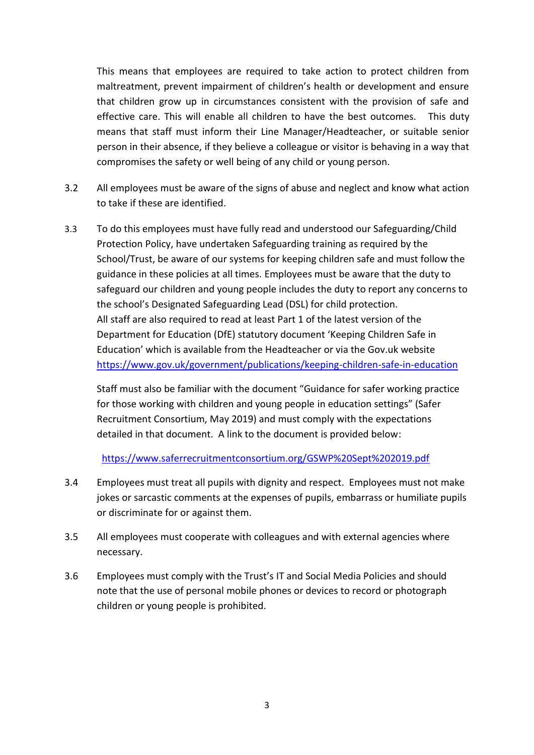This means that employees are required to take action to protect children from maltreatment, prevent impairment of children's health or development and ensure that children grow up in circumstances consistent with the provision of safe and effective care. This will enable all children to have the best outcomes. This duty means that staff must inform their Line Manager/Headteacher, or suitable senior person in their absence, if they believe a colleague or visitor is behaving in a way that compromises the safety or well being of any child or young person.

3.2 All employees must be aware of the signs of abuse and neglect and know what action to take if these are identified.

3.3 To do this employees must have fully read and understood our Safeguarding/Child Protection Policy, have undertaken Safeguarding training as required by the School/Trust, be aware of our systems for keeping children safe and must follow the guidance in these policies at all times. Employees must be aware that the duty to safeguard our children and young people includes the duty to report any concerns to the school's Designated Safeguarding Lead (DSL) for child protection.
All staff are also required to read at least Part 1 of the latest version of the Department for Education (DfE) statutory document 'Keeping Children Safe in Education' which is available from the Headteacher or via the Gov.uk website https://www.gov.uk/government/publications/keeping-children-safe-in-education

Staff must also be familiar with the document "Guidance for safer working practice for those working with children and young people in education settings" (Safer Recruitment Consortium, May 2019) and must comply with the expectations detailed in that document. A link to the document is provided below:

https://www.saferrecruitmentconsortium.org/GSWP%20Sept%202019.pdf

3.4 Employees must treat all pupils with dignity and respect. Employees must not make jokes or sarcastic comments at the expenses of pupils, embarrass or humiliate pupils or discriminate for or against them.

3.5 All employees must cooperate with colleagues and with external agencies where necessary.

3.6 Employees must comply with the Trust's IT and Social Media Policies and should note that the use of personal mobile phones or devices to record or photograph children or young people is prohibited.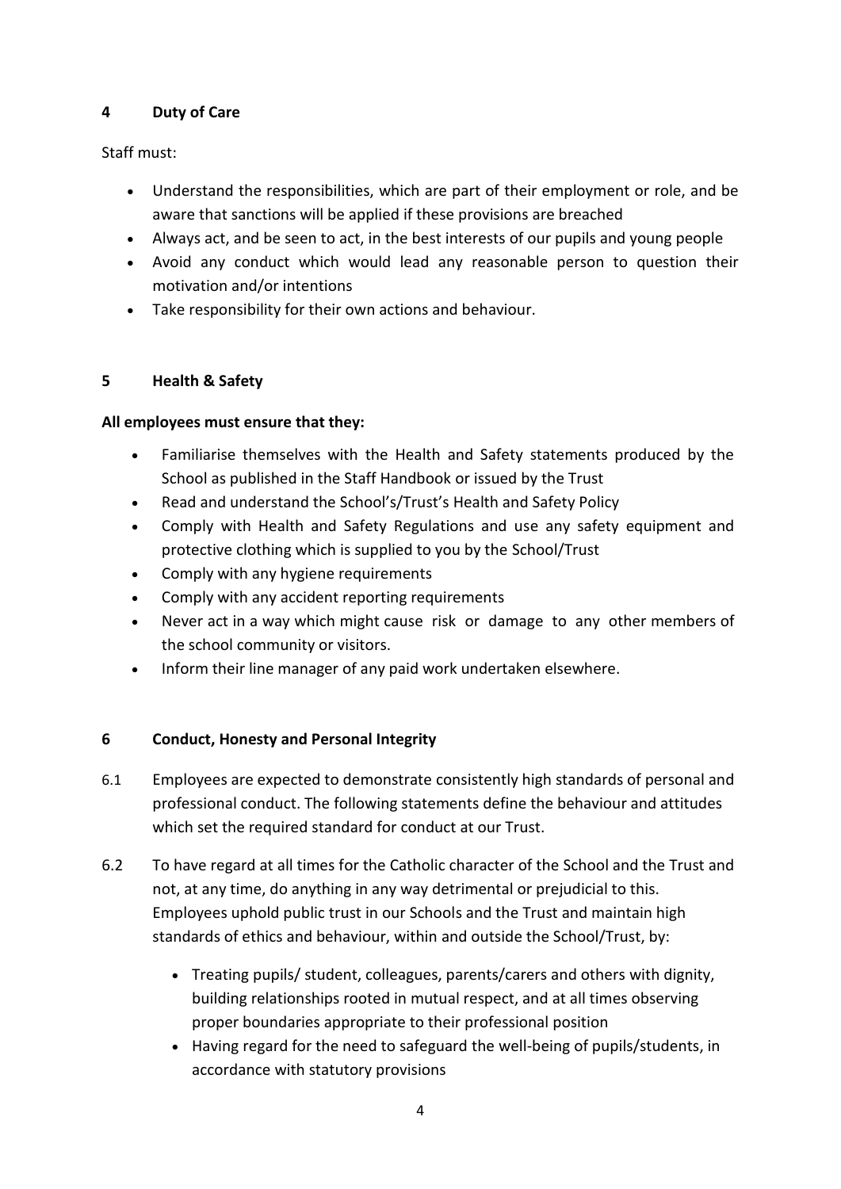## 4 Duty of Care

Staff must:

- Understand the responsibilities, which are part of their employment or role, and be aware that sanctions will be applied if these provisions are breached
- Always act, and be seen to act, in the best interests of our pupils and young people
- Avoid any conduct which would lead any reasonable person to question their motivation and/or intentions
- Take responsibility for their own actions and behaviour.

## 5 Health & Safety

**All employees must ensure that they:**

- Familiarise themselves with the Health and Safety statements produced by the School as published in the Staff Handbook or issued by the Trust
- Read and understand the School's/Trust's Health and Safety Policy
- Comply with Health and Safety Regulations and use any safety equipment and protective clothing which is supplied to you by the School/Trust
- Comply with any hygiene requirements
- Comply with any accident reporting requirements
- Never act in a way which might cause risk or damage to any other members of the school community or visitors.
- Inform their line manager of any paid work undertaken elsewhere.

## 6 Conduct, Honesty and Personal Integrity

6.1 Employees are expected to demonstrate consistently high standards of personal and professional conduct. The following statements define the behaviour and attitudes which set the required standard for conduct at our Trust.

6.2 To have regard at all times for the Catholic character of the School and the Trust and not, at any time, do anything in any way detrimental or prejudicial to this. Employees uphold public trust in our Schools and the Trust and maintain high standards of ethics and behaviour, within and outside the School/Trust, by:

- Treating pupils/ student, colleagues, parents/carers and others with dignity, building relationships rooted in mutual respect, and at all times observing proper boundaries appropriate to their professional position
- Having regard for the need to safeguard the well-being of pupils/students, in accordance with statutory provisions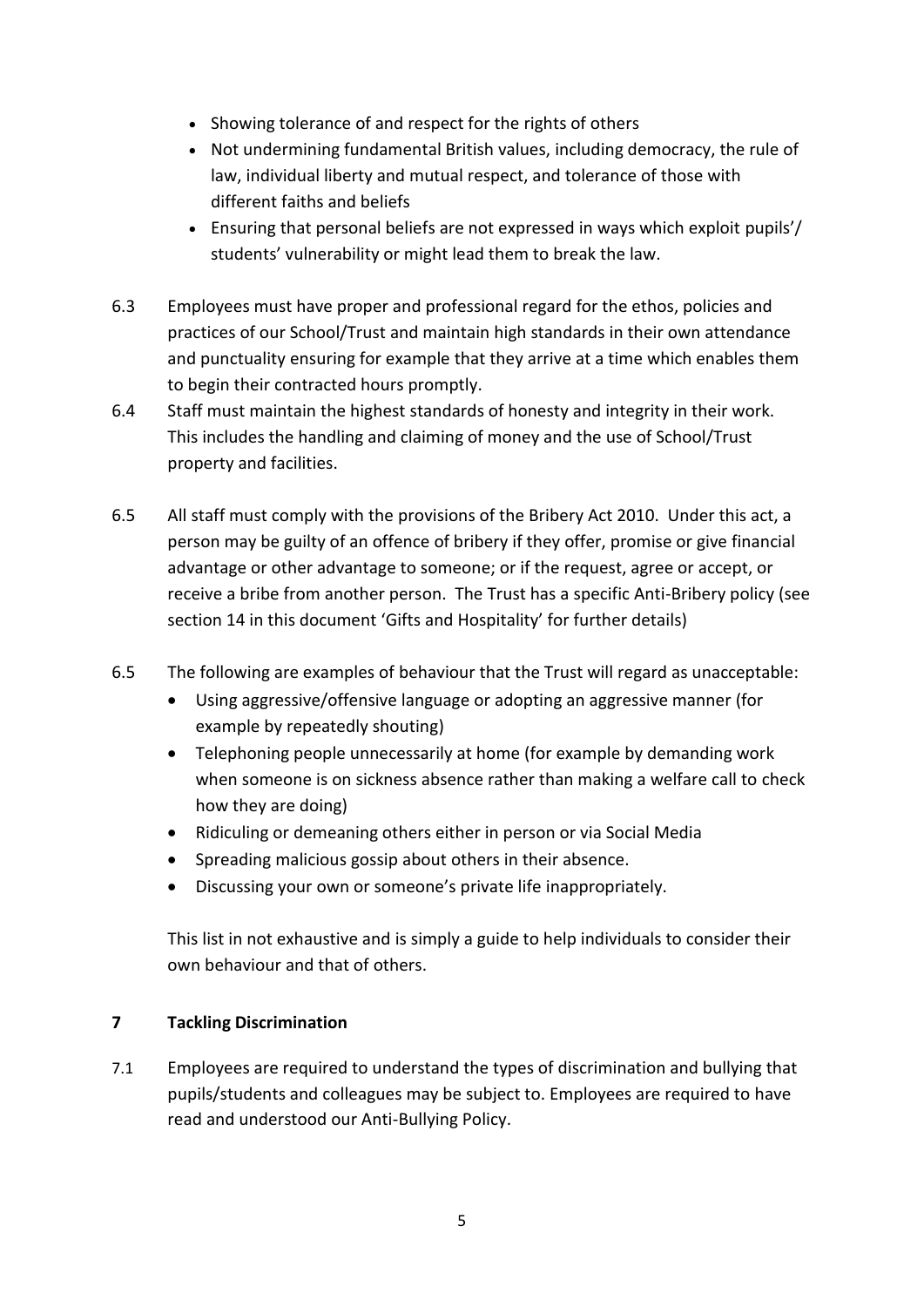- Showing tolerance of and respect for the rights of others
- Not undermining fundamental British values, including democracy, the rule of law, individual liberty and mutual respect, and tolerance of those with different faiths and beliefs
- Ensuring that personal beliefs are not expressed in ways which exploit pupils'/ students' vulnerability or might lead them to break the law.

6.3 Employees must have proper and professional regard for the ethos, policies and practices of our School/Trust and maintain high standards in their own attendance and punctuality ensuring for example that they arrive at a time which enables them to begin their contracted hours promptly.

6.4 Staff must maintain the highest standards of honesty and integrity in their work. This includes the handling and claiming of money and the use of School/Trust property and facilities.

6.5 All staff must comply with the provisions of the Bribery Act 2010. Under this act, a person may be guilty of an offence of bribery if they offer, promise or give financial advantage or other advantage to someone; or if the request, agree or accept, or receive a bribe from another person. The Trust has a specific Anti-Bribery policy (see section 14 in this document 'Gifts and Hospitality' for further details)

6.5 The following are examples of behaviour that the Trust will regard as unacceptable:

- Using aggressive/offensive language or adopting an aggressive manner (for example by repeatedly shouting)
- Telephoning people unnecessarily at home (for example by demanding work when someone is on sickness absence rather than making a welfare call to check how they are doing)
- Ridiculing or demeaning others either in person or via Social Media
- Spreading malicious gossip about others in their absence.
- Discussing your own or someone's private life inappropriately.

This list in not exhaustive and is simply a guide to help individuals to consider their own behaviour and that of others.

## 7 Tackling Discrimination

7.1 Employees are required to understand the types of discrimination and bullying that pupils/students and colleagues may be subject to. Employees are required to have read and understood our Anti-Bullying Policy.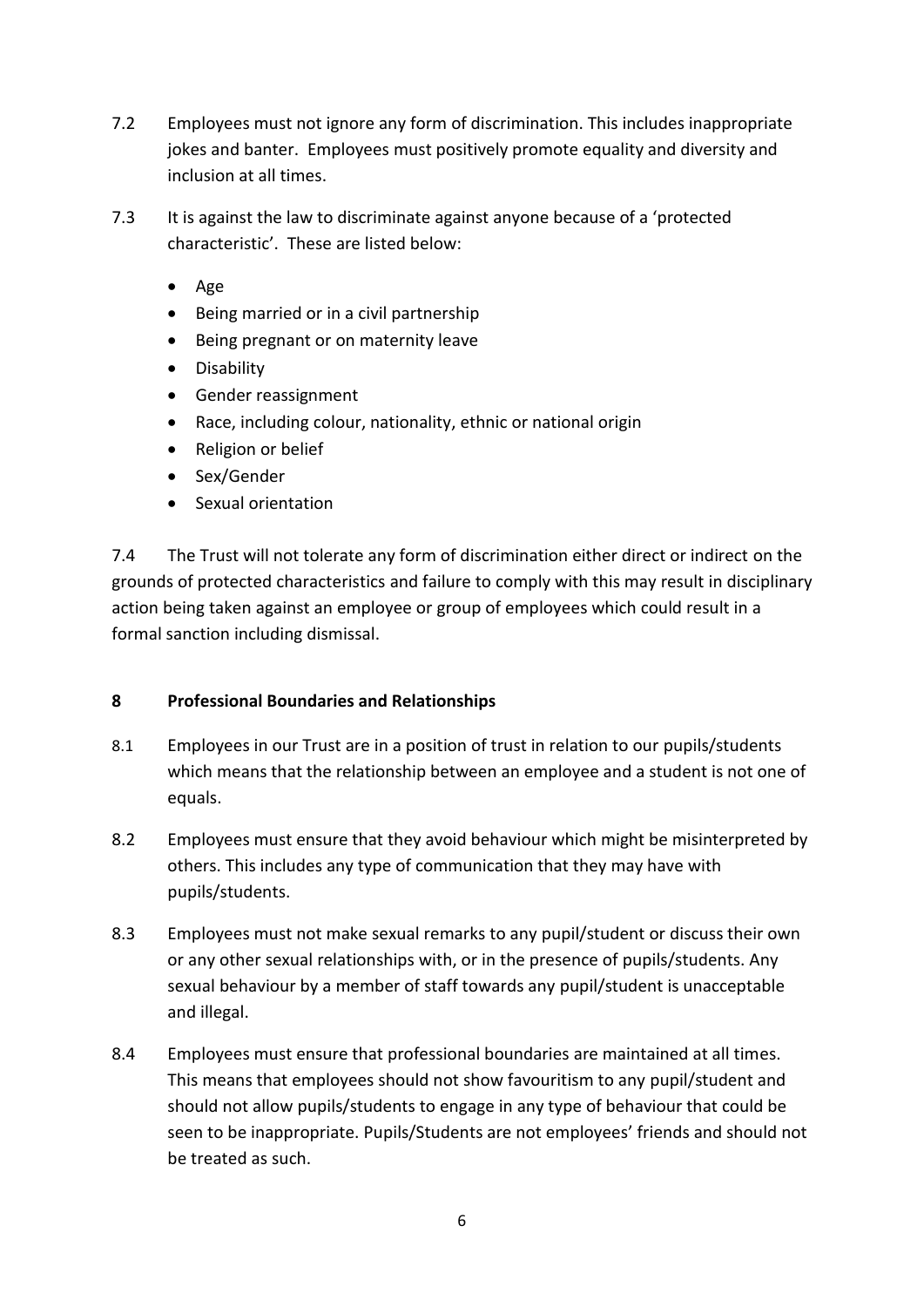7.2 Employees must not ignore any form of discrimination. This includes inappropriate jokes and banter. Employees must positively promote equality and diversity and inclusion at all times.

7.3 It is against the law to discriminate against anyone because of a 'protected characteristic'. These are listed below:

- Age
- Being married or in a civil partnership
- Being pregnant or on maternity leave
- Disability
- Gender reassignment
- Race, including colour, nationality, ethnic or national origin
- Religion or belief
- Sex/Gender
- Sexual orientation

7.4 The Trust will not tolerate any form of discrimination either direct or indirect on the grounds of protected characteristics and failure to comply with this may result in disciplinary action being taken against an employee or group of employees which could result in a formal sanction including dismissal.

## 8 Professional Boundaries and Relationships

8.1 Employees in our Trust are in a position of trust in relation to our pupils/students which means that the relationship between an employee and a student is not one of equals.

8.2 Employees must ensure that they avoid behaviour which might be misinterpreted by others. This includes any type of communication that they may have with pupils/students.

8.3 Employees must not make sexual remarks to any pupil/student or discuss their own or any other sexual relationships with, or in the presence of pupils/students. Any sexual behaviour by a member of staff towards any pupil/student is unacceptable and illegal.

8.4 Employees must ensure that professional boundaries are maintained at all times. This means that employees should not show favouritism to any pupil/student and should not allow pupils/students to engage in any type of behaviour that could be seen to be inappropriate. Pupils/Students are not employees' friends and should not be treated as such.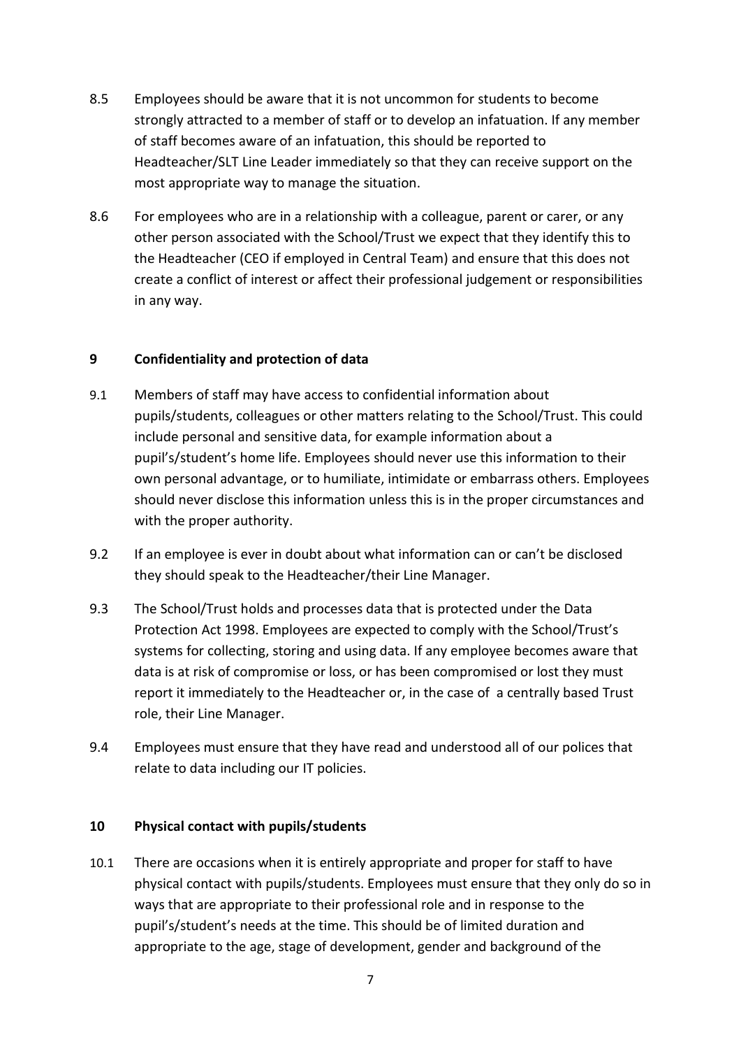8.5 Employees should be aware that it is not uncommon for students to become strongly attracted to a member of staff or to develop an infatuation. If any member of staff becomes aware of an infatuation, this should be reported to Headteacher/SLT Line Leader immediately so that they can receive support on the most appropriate way to manage the situation.

8.6 For employees who are in a relationship with a colleague, parent or carer, or any other person associated with the School/Trust we expect that they identify this to the Headteacher (CEO if employed in Central Team) and ensure that this does not create a conflict of interest or affect their professional judgement or responsibilities in any way.

## 9 Confidentiality and protection of data

9.1 Members of staff may have access to confidential information about pupils/students, colleagues or other matters relating to the School/Trust. This could include personal and sensitive data, for example information about a pupil's/student's home life. Employees should never use this information to their own personal advantage, or to humiliate, intimidate or embarrass others. Employees should never disclose this information unless this is in the proper circumstances and with the proper authority.

9.2 If an employee is ever in doubt about what information can or can't be disclosed they should speak to the Headteacher/their Line Manager.

9.3 The School/Trust holds and processes data that is protected under the Data Protection Act 1998. Employees are expected to comply with the School/Trust's systems for collecting, storing and using data. If any employee becomes aware that data is at risk of compromise or loss, or has been compromised or lost they must report it immediately to the Headteacher or, in the case of a centrally based Trust role, their Line Manager.

9.4 Employees must ensure that they have read and understood all of our polices that relate to data including our IT policies.

## 10 Physical contact with pupils/students

10.1 There are occasions when it is entirely appropriate and proper for staff to have physical contact with pupils/students. Employees must ensure that they only do so in ways that are appropriate to their professional role and in response to the pupil's/student's needs at the time. This should be of limited duration and appropriate to the age, stage of development, gender and background of the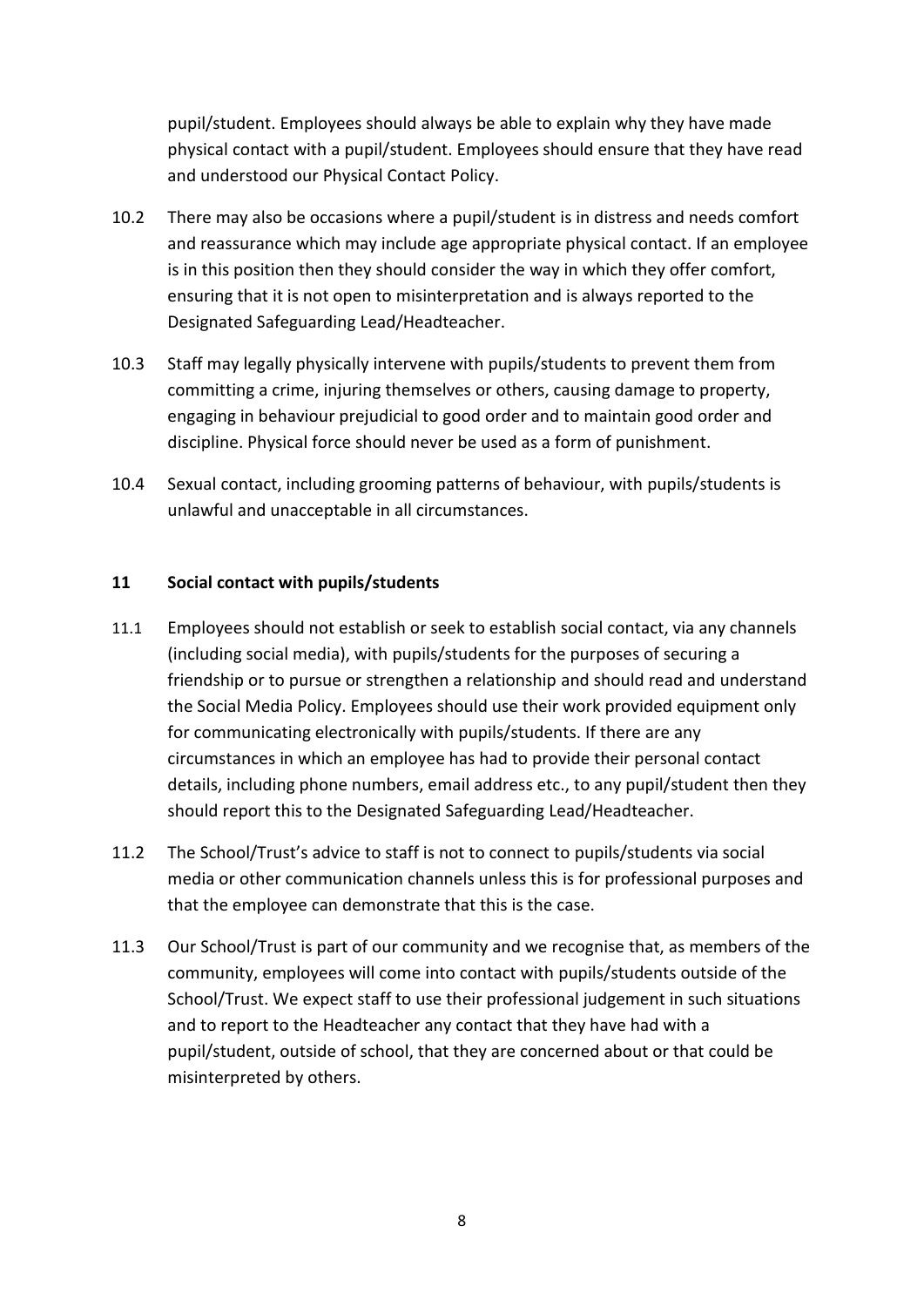pupil/student. Employees should always be able to explain why they have made physical contact with a pupil/student. Employees should ensure that they have read and understood our Physical Contact Policy.

10.2 There may also be occasions where a pupil/student is in distress and needs comfort and reassurance which may include age appropriate physical contact. If an employee is in this position then they should consider the way in which they offer comfort, ensuring that it is not open to misinterpretation and is always reported to the Designated Safeguarding Lead/Headteacher.

10.3 Staff may legally physically intervene with pupils/students to prevent them from committing a crime, injuring themselves or others, causing damage to property, engaging in behaviour prejudicial to good order and to maintain good order and discipline. Physical force should never be used as a form of punishment.

10.4 Sexual contact, including grooming patterns of behaviour, with pupils/students is unlawful and unacceptable in all circumstances.

## 11 Social contact with pupils/students

11.1 Employees should not establish or seek to establish social contact, via any channels (including social media), with pupils/students for the purposes of securing a friendship or to pursue or strengthen a relationship and should read and understand the Social Media Policy. Employees should use their work provided equipment only for communicating electronically with pupils/students. If there are any circumstances in which an employee has had to provide their personal contact details, including phone numbers, email address etc., to any pupil/student then they should report this to the Designated Safeguarding Lead/Headteacher.

11.2 The School/Trust's advice to staff is not to connect to pupils/students via social media or other communication channels unless this is for professional purposes and that the employee can demonstrate that this is the case.

11.3 Our School/Trust is part of our community and we recognise that, as members of the community, employees will come into contact with pupils/students outside of the School/Trust. We expect staff to use their professional judgement in such situations and to report to the Headteacher any contact that they have had with a pupil/student, outside of school, that they are concerned about or that could be misinterpreted by others.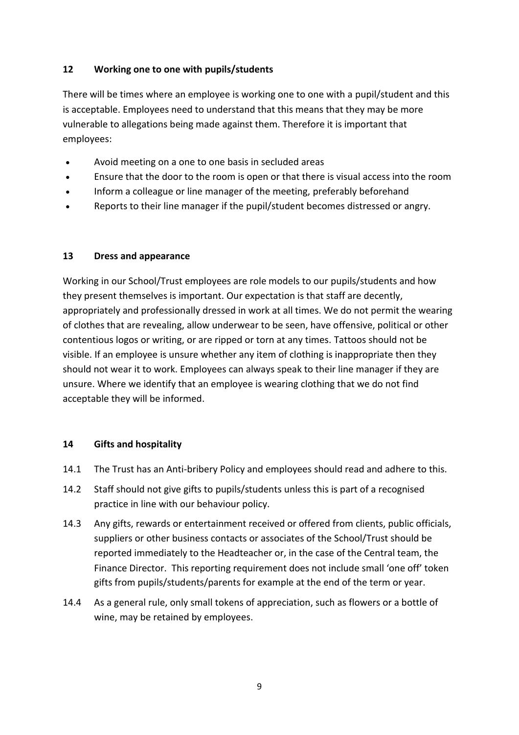## 12 Working one to one with pupils/students

There will be times where an employee is working one to one with a pupil/student and this is acceptable. Employees need to understand that this means that they may be more vulnerable to allegations being made against them. Therefore it is important that employees:

- Avoid meeting on a one to one basis in secluded areas
- Ensure that the door to the room is open or that there is visual access into the room
- Inform a colleague or line manager of the meeting, preferably beforehand
- Reports to their line manager if the pupil/student becomes distressed or angry.

## 13 Dress and appearance

Working in our School/Trust employees are role models to our pupils/students and how they present themselves is important. Our expectation is that staff are decently, appropriately and professionally dressed in work at all times. We do not permit the wearing of clothes that are revealing, allow underwear to be seen, have offensive, political or other contentious logos or writing, or are ripped or torn at any times. Tattoos should not be visible. If an employee is unsure whether any item of clothing is inappropriate then they should not wear it to work. Employees can always speak to their line manager if they are unsure. Where we identify that an employee is wearing clothing that we do not find acceptable they will be informed.

## 14 Gifts and hospitality

14.1 The Trust has an Anti-bribery Policy and employees should read and adhere to this.

14.2 Staff should not give gifts to pupils/students unless this is part of a recognised practice in line with our behaviour policy.

14.3 Any gifts, rewards or entertainment received or offered from clients, public officials, suppliers or other business contacts or associates of the School/Trust should be reported immediately to the Headteacher or, in the case of the Central team, the Finance Director. This reporting requirement does not include small 'one off' token gifts from pupils/students/parents for example at the end of the term or year.

14.4 As a general rule, only small tokens of appreciation, such as flowers or a bottle of wine, may be retained by employees.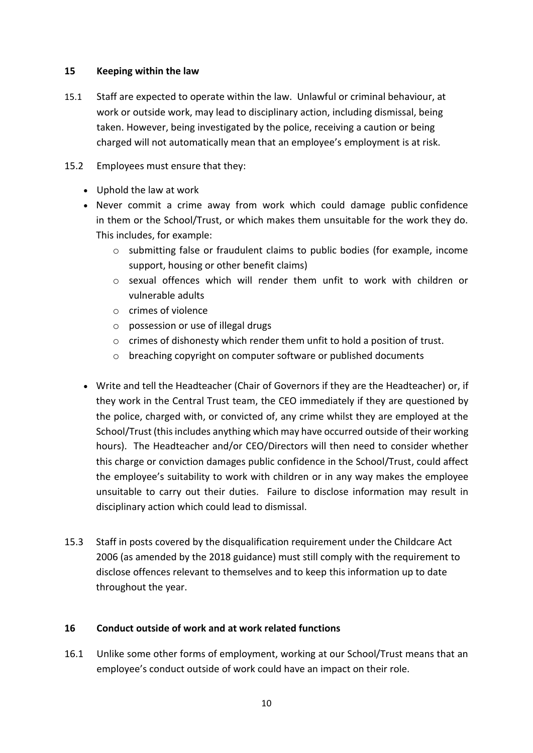## 15 Keeping within the law

15.1 Staff are expected to operate within the law. Unlawful or criminal behaviour, at work or outside work, may lead to disciplinary action, including dismissal, being taken. However, being investigated by the police, receiving a caution or being charged will not automatically mean that an employee's employment is at risk.

15.2 Employees must ensure that they:

- Uphold the law at work
- Never commit a crime away from work which could damage public confidence in them or the School/Trust, or which makes them unsuitable for the work they do. This includes, for example:
  - submitting false or fraudulent claims to public bodies (for example, income support, housing or other benefit claims)
  - sexual offences which will render them unfit to work with children or vulnerable adults
  - crimes of violence
  - possession or use of illegal drugs
  - crimes of dishonesty which render them unfit to hold a position of trust.
  - breaching copyright on computer software or published documents
- Write and tell the Headteacher (Chair of Governors if they are the Headteacher) or, if they work in the Central Trust team, the CEO immediately if they are questioned by the police, charged with, or convicted of, any crime whilst they are employed at the School/Trust (this includes anything which may have occurred outside of their working hours). The Headteacher and/or CEO/Directors will then need to consider whether this charge or conviction damages public confidence in the School/Trust, could affect the employee's suitability to work with children or in any way makes the employee unsuitable to carry out their duties. Failure to disclose information may result in disciplinary action which could lead to dismissal.

15.3 Staff in posts covered by the disqualification requirement under the Childcare Act 2006 (as amended by the 2018 guidance) must still comply with the requirement to disclose offences relevant to themselves and to keep this information up to date throughout the year.

## 16 Conduct outside of work and at work related functions

16.1 Unlike some other forms of employment, working at our School/Trust means that an employee's conduct outside of work could have an impact on their role.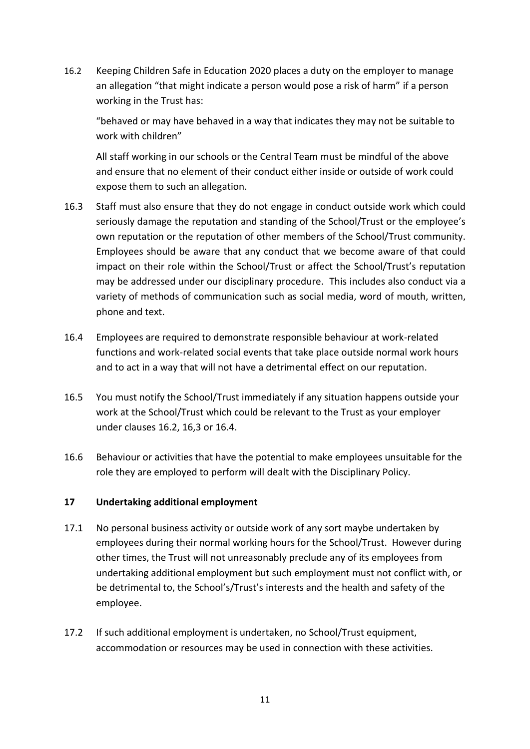16.2 Keeping Children Safe in Education 2020 places a duty on the employer to manage an allegation "that might indicate a person would pose a risk of harm" if a person working in the Trust has:

"behaved or may have behaved in a way that indicates they may not be suitable to work with children"

All staff working in our schools or the Central Team must be mindful of the above and ensure that no element of their conduct either inside or outside of work could expose them to such an allegation.

16.3 Staff must also ensure that they do not engage in conduct outside work which could seriously damage the reputation and standing of the School/Trust or the employee's own reputation or the reputation of other members of the School/Trust community. Employees should be aware that any conduct that we become aware of that could impact on their role within the School/Trust or affect the School/Trust's reputation may be addressed under our disciplinary procedure. This includes also conduct via a variety of methods of communication such as social media, word of mouth, written, phone and text.

16.4 Employees are required to demonstrate responsible behaviour at work-related functions and work-related social events that take place outside normal work hours and to act in a way that will not have a detrimental effect on our reputation.

16.5 You must notify the School/Trust immediately if any situation happens outside your work at the School/Trust which could be relevant to the Trust as your employer under clauses 16.2, 16,3 or 16.4.

16.6 Behaviour or activities that have the potential to make employees unsuitable for the role they are employed to perform will dealt with the Disciplinary Policy.

## 17 Undertaking additional employment

17.1 No personal business activity or outside work of any sort maybe undertaken by employees during their normal working hours for the School/Trust. However during other times, the Trust will not unreasonably preclude any of its employees from undertaking additional employment but such employment must not conflict with, or be detrimental to, the School's/Trust's interests and the health and safety of the employee.

17.2 If such additional employment is undertaken, no School/Trust equipment, accommodation or resources may be used in connection with these activities.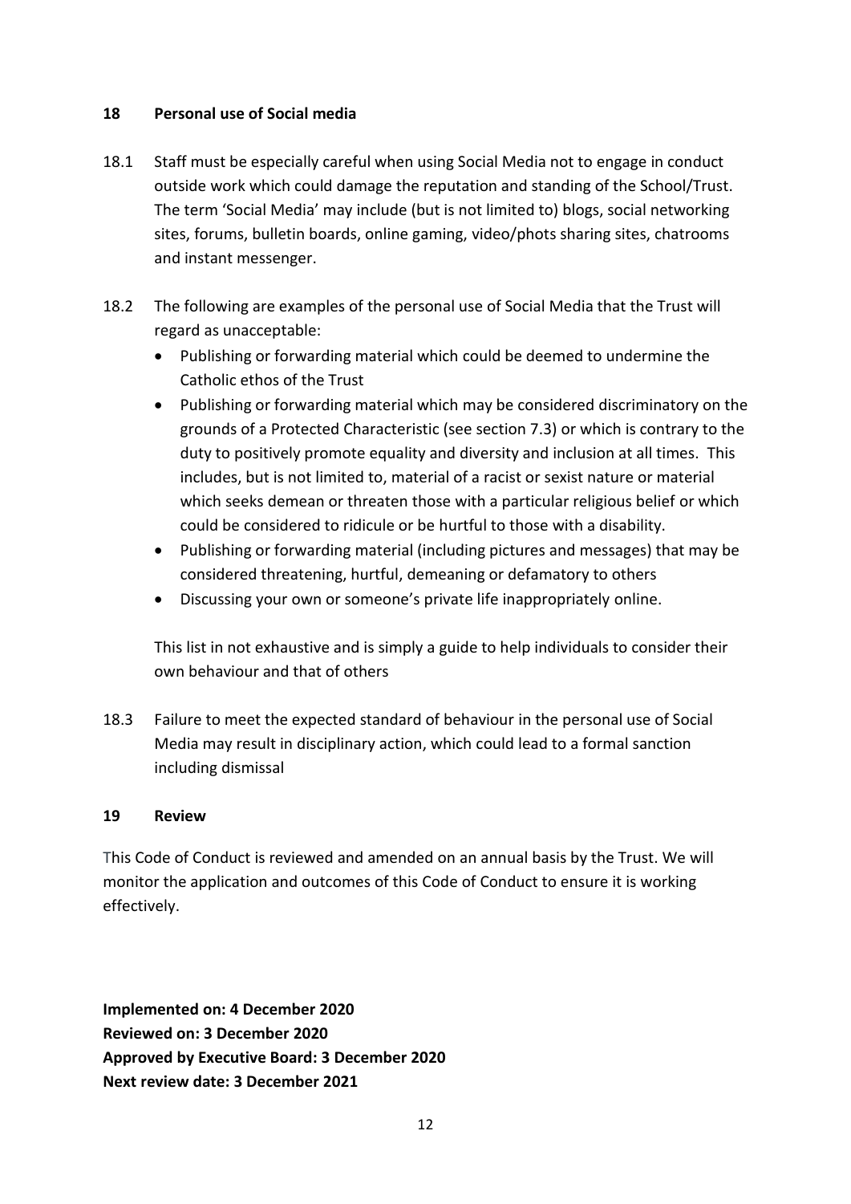## 18 Personal use of Social media

18.1 Staff must be especially careful when using Social Media not to engage in conduct outside work which could damage the reputation and standing of the School/Trust. The term 'Social Media' may include (but is not limited to) blogs, social networking sites, forums, bulletin boards, online gaming, video/phots sharing sites, chatrooms and instant messenger.

18.2 The following are examples of the personal use of Social Media that the Trust will regard as unacceptable:

- Publishing or forwarding material which could be deemed to undermine the Catholic ethos of the Trust
- Publishing or forwarding material which may be considered discriminatory on the grounds of a Protected Characteristic (see section 7.3) or which is contrary to the duty to positively promote equality and diversity and inclusion at all times. This includes, but is not limited to, material of a racist or sexist nature or material which seeks demean or threaten those with a particular religious belief or which could be considered to ridicule or be hurtful to those with a disability.
- Publishing or forwarding material (including pictures and messages) that may be considered threatening, hurtful, demeaning or defamatory to others
- Discussing your own or someone's private life inappropriately online.

This list in not exhaustive and is simply a guide to help individuals to consider their own behaviour and that of others

18.3 Failure to meet the expected standard of behaviour in the personal use of Social Media may result in disciplinary action, which could lead to a formal sanction including dismissal

## 19 Review

This Code of Conduct is reviewed and amended on an annual basis by the Trust. We will monitor the application and outcomes of this Code of Conduct to ensure it is working effectively.

**Implemented on: 4 December 2020**
**Reviewed on: 3 December 2020**
**Approved by Executive Board: 3 December 2020**
**Next review date: 3 December 2021**